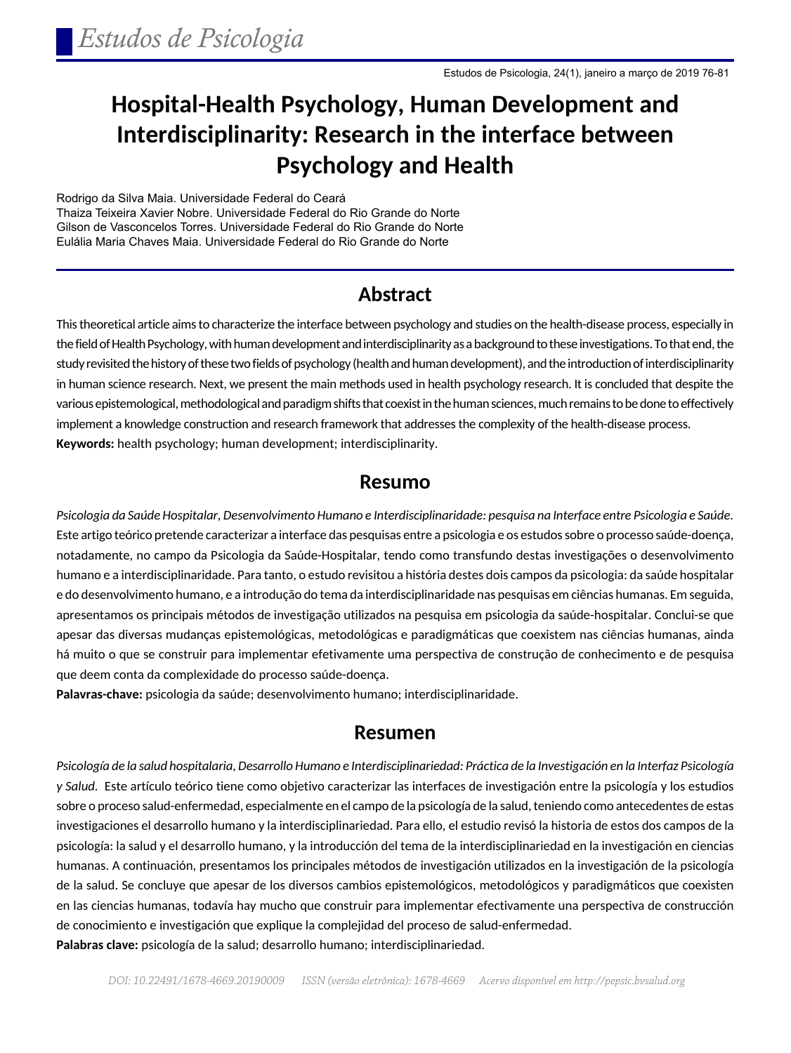# Hospital-Health Psychology, Human Development and Interdisciplinarity: Research in the interface between Psychology and Health

Rodrigo da Silva Maia. Universidade Federal do Ceará
Thaiza Teixeira Xavier Nobre. Universidade Federal do Rio Grande do Norte
Gilson de Vasconcelos Torres. Universidade Federal do Rio Grande do Norte
Eulália Maria Chaves Maia. Universidade Federal do Rio Grande do Norte

## Abstract

This theoretical article aims to characterize the interface between psychology and studies on the health-disease process, especially in the field of Health Psychology, with human development and interdisciplinarity as a background to these investigations. To that end, the study revisited the history of these two fields of psychology (health and human development), and the introduction of interdisciplinarity in human science research. Next, we present the main methods used in health psychology research. It is concluded that despite the various epistemological, methodological and paradigm shifts that coexist in the human sciences, much remains to be done to effectively implement a knowledge construction and research framework that addresses the complexity of the health-disease process.

**Keywords:** health psychology; human development; interdisciplinarity.

## Resumo

*Psicologia da Saúde Hospitalar, Desenvolvimento Humano e Interdisciplinaridade: pesquisa na Interface entre Psicologia e Saúde.* Este artigo teórico pretende caracterizar a interface das pesquisas entre a psicologia e os estudos sobre o processo saúde-doença, notadamente, no campo da Psicologia da Saúde-Hospitalar, tendo como transfundo destas investigações o desenvolvimento humano e a interdisciplinaridade. Para tanto, o estudo revisitou a história destes dois campos da psicologia: da saúde hospitalar e do desenvolvimento humano, e a introdução do tema da interdisciplinaridade nas pesquisas em ciências humanas. Em seguida, apresentamos os principais métodos de investigação utilizados na pesquisa em psicologia da saúde-hospitalar. Conclui-se que apesar das diversas mudanças epistemológicas, metodológicas e paradigmáticas que coexistem nas ciências humanas, ainda há muito o que se construir para implementar efetivamente uma perspectiva de construção de conhecimento e de pesquisa que deem conta da complexidade do processo saúde-doença.

**Palavras-chave:** psicologia da saúde; desenvolvimento humano; interdisciplinaridade.

## Resumen

*Psicología de la salud hospitalaria, Desarrollo Humano e Interdisciplinariedad: Práctica de la Investigación en la Interfaz Psicología y Salud.* Este artículo teórico tiene como objetivo caracterizar las interfaces de investigación entre la psicología y los estudios sobre o proceso salud-enfermedad, especialmente en el campo de la psicología de la salud, teniendo como antecedentes de estas investigaciones el desarrollo humano y la interdisciplinariedad. Para ello, el estudio revisó la historia de estos dos campos de la psicología: la salud y el desarrollo humano, y la introducción del tema de la interdisciplinariedad en la investigación en ciencias humanas. A continuación, presentamos los principales métodos de investigación utilizados en la investigación de la psicología de la salud. Se concluye que apesar de los diversos cambios epistemológicos, metodológicos y paradigmáticos que coexisten en las ciencias humanas, todavía hay mucho que construir para implementar efectivamente una perspectiva de construcción de conocimiento e investigación que explique la complejidad del proceso de salud-enfermedad.

**Palabras clave:** psicología de la salud; desarrollo humano; interdisciplinariedad.

DOI: 10.22491/1678-4669.20190009 ISSN (versão eletrônica): 1678-4669 Acervo disponível em http://pepsic.bvsalud.org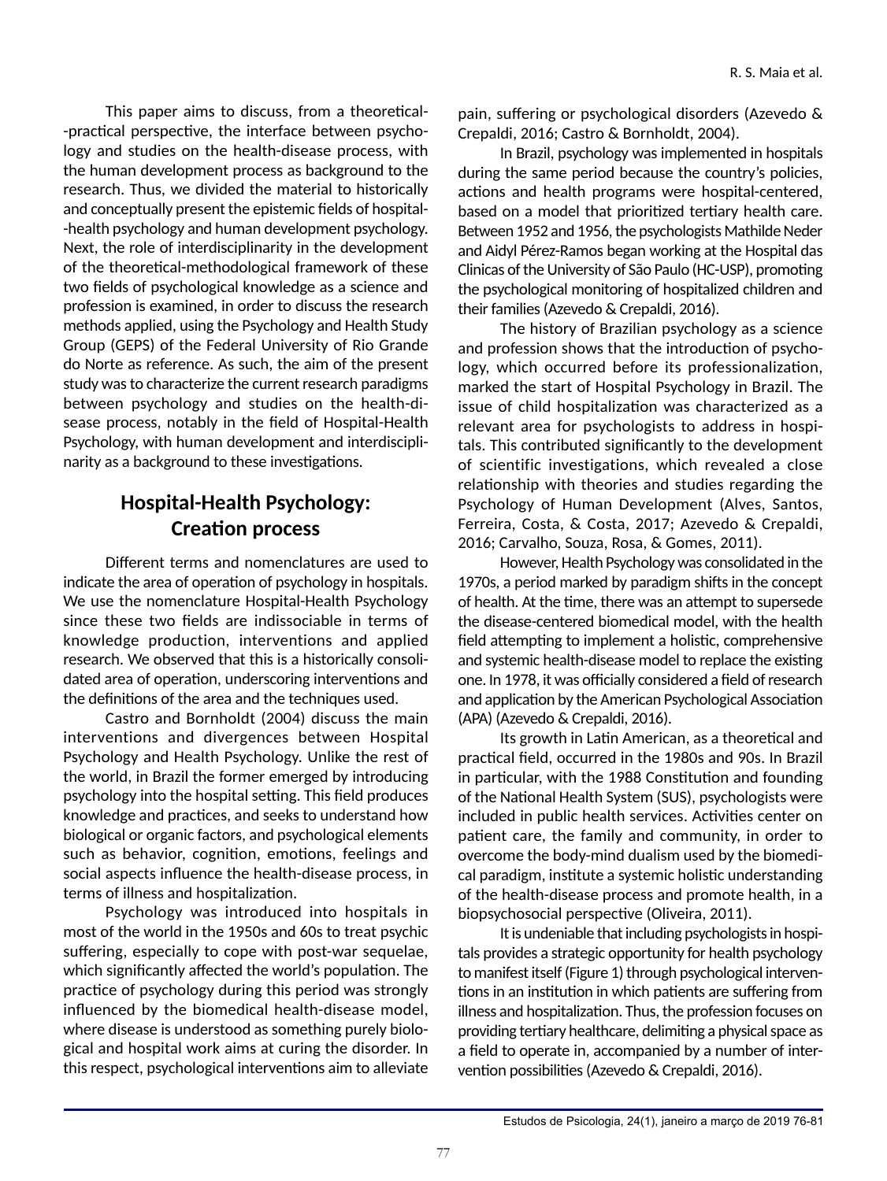This paper aims to discuss, from a theoretical-practical perspective, the interface between psychology and studies on the health-disease process, with the human development process as background to the research. Thus, we divided the material to historically and conceptually present the epistemic fields of hospital-health psychology and human development psychology. Next, the role of interdisciplinarity in the development of the theoretical-methodological framework of these two fields of psychological knowledge as a science and profession is examined, in order to discuss the research methods applied, using the Psychology and Health Study Group (GEPS) of the Federal University of Rio Grande do Norte as reference. As such, the aim of the present study was to characterize the current research paradigms between psychology and studies on the health-disease process, notably in the field of Hospital-Health Psychology, with human development and interdisciplinarity as a background to these investigations.

## Hospital-Health Psychology: Creation process

Different terms and nomenclatures are used to indicate the area of operation of psychology in hospitals. We use the nomenclature Hospital-Health Psychology since these two fields are indissociable in terms of knowledge production, interventions and applied research. We observed that this is a historically consolidated area of operation, underscoring interventions and the definitions of the area and the techniques used.

Castro and Bornholdt (2004) discuss the main interventions and divergences between Hospital Psychology and Health Psychology. Unlike the rest of the world, in Brazil the former emerged by introducing psychology into the hospital setting. This field produces knowledge and practices, and seeks to understand how biological or organic factors, and psychological elements such as behavior, cognition, emotions, feelings and social aspects influence the health-disease process, in terms of illness and hospitalization.

Psychology was introduced into hospitals in most of the world in the 1950s and 60s to treat psychic suffering, especially to cope with post-war sequelae, which significantly affected the world's population. The practice of psychology during this period was strongly influenced by the biomedical health-disease model, where disease is understood as something purely biological and hospital work aims at curing the disorder. In this respect, psychological interventions aim to alleviate pain, suffering or psychological disorders (Azevedo & Crepaldi, 2016; Castro & Bornholdt, 2004).

In Brazil, psychology was implemented in hospitals during the same period because the country's policies, actions and health programs were hospital-centered, based on a model that prioritized tertiary health care. Between 1952 and 1956, the psychologists Mathilde Neder and Aidyl Pérez-Ramos began working at the Hospital das Clinicas of the University of São Paulo (HC-USP), promoting the psychological monitoring of hospitalized children and their families (Azevedo & Crepaldi, 2016).

The history of Brazilian psychology as a science and profession shows that the introduction of psychology, which occurred before its professionalization, marked the start of Hospital Psychology in Brazil. The issue of child hospitalization was characterized as a relevant area for psychologists to address in hospitals. This contributed significantly to the development of scientific investigations, which revealed a close relationship with theories and studies regarding the Psychology of Human Development (Alves, Santos, Ferreira, Costa, & Costa, 2017; Azevedo & Crepaldi, 2016; Carvalho, Souza, Rosa, & Gomes, 2011).

However, Health Psychology was consolidated in the 1970s, a period marked by paradigm shifts in the concept of health. At the time, there was an attempt to supersede the disease-centered biomedical model, with the health field attempting to implement a holistic, comprehensive and systemic health-disease model to replace the existing one. In 1978, it was officially considered a field of research and application by the American Psychological Association (APA) (Azevedo & Crepaldi, 2016).

Its growth in Latin American, as a theoretical and practical field, occurred in the 1980s and 90s. In Brazil in particular, with the 1988 Constitution and founding of the National Health System (SUS), psychologists were included in public health services. Activities center on patient care, the family and community, in order to overcome the body-mind dualism used by the biomedical paradigm, institute a systemic holistic understanding of the health-disease process and promote health, in a biopsychosocial perspective (Oliveira, 2011).

It is undeniable that including psychologists in hospitals provides a strategic opportunity for health psychology to manifest itself (Figure 1) through psychological interventions in an institution in which patients are suffering from illness and hospitalization. Thus, the profession focuses on providing tertiary healthcare, delimiting a physical space as a field to operate in, accompanied by a number of intervention possibilities (Azevedo & Crepaldi, 2016).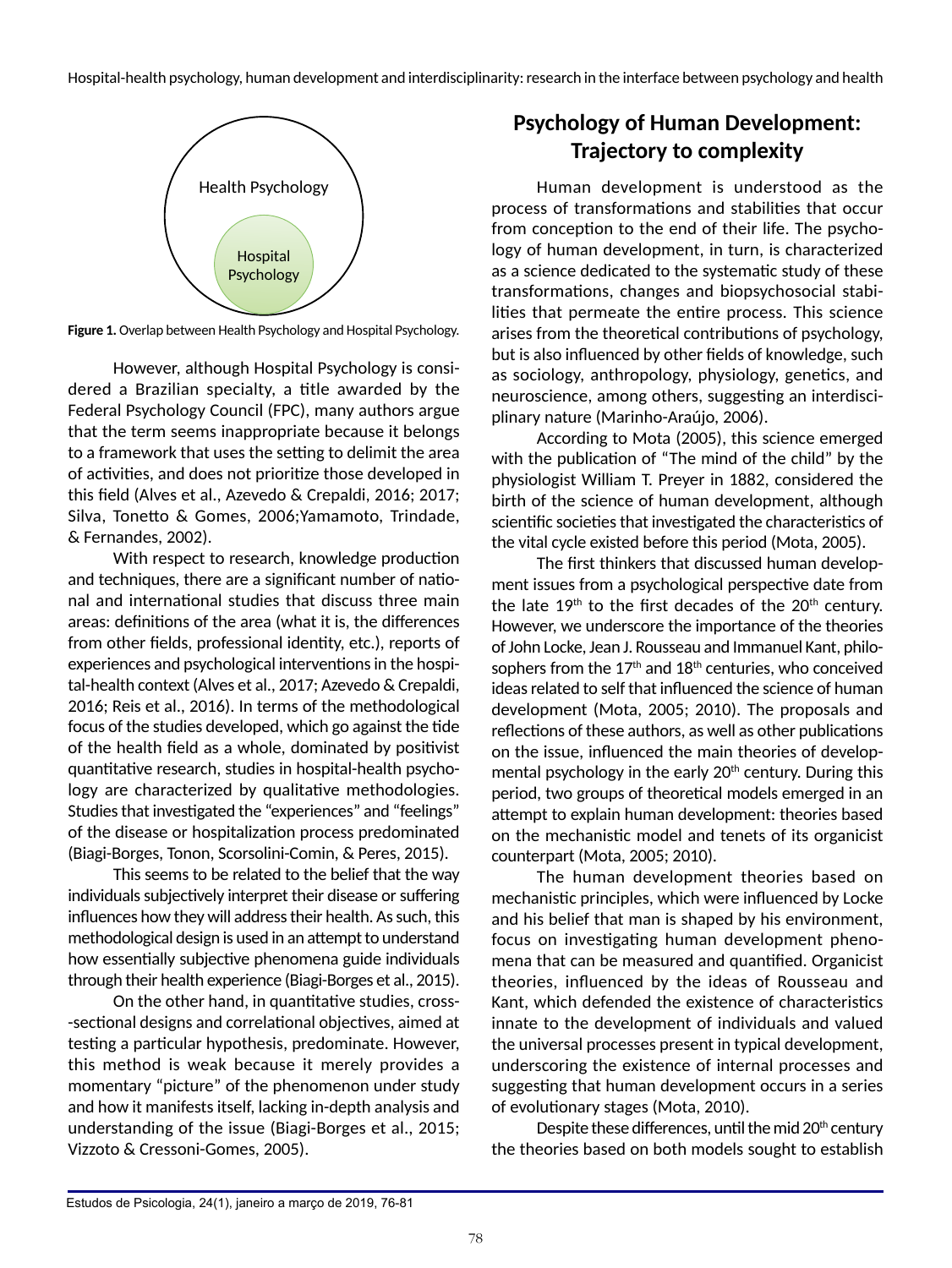Health Psychology

Hospital Psychology

**Figure 1.** Overlap between Health Psychology and Hospital Psychology.

However, although Hospital Psychology is considered a Brazilian specialty, a title awarded by the Federal Psychology Council (FPC), many authors argue that the term seems inappropriate because it belongs to a framework that uses the setting to delimit the area of activities, and does not prioritize those developed in this field (Alves et al., Azevedo & Crepaldi, 2016; 2017; Silva, Tonetto & Gomes, 2006;Yamamoto, Trindade, & Fernandes, 2002).

With respect to research, knowledge production and techniques, there are a significant number of national and international studies that discuss three main areas: definitions of the area (what it is, the differences from other fields, professional identity, etc.), reports of experiences and psychological interventions in the hospital-health context (Alves et al., 2017; Azevedo & Crepaldi, 2016; Reis et al., 2016). In terms of the methodological focus of the studies developed, which go against the tide of the health field as a whole, dominated by positivist quantitative research, studies in hospital-health psychology are characterized by qualitative methodologies. Studies that investigated the "experiences" and "feelings" of the disease or hospitalization process predominated (Biagi-Borges, Tonon, Scorsolini-Comin, & Peres, 2015).

This seems to be related to the belief that the way individuals subjectively interpret their disease or suffering influences how they will address their health. As such, this methodological design is used in an attempt to understand how essentially subjective phenomena guide individuals through their health experience (Biagi-Borges et al., 2015).

On the other hand, in quantitative studies, cross-sectional designs and correlational objectives, aimed at testing a particular hypothesis, predominate. However, this method is weak because it merely provides a momentary "picture" of the phenomenon under study and how it manifests itself, lacking in-depth analysis and understanding of the issue (Biagi-Borges et al., 2015; Vizzoto & Cressoni-Gomes, 2005).

## Psychology of Human Development: Trajectory to complexity

Human development is understood as the process of transformations and stabilities that occur from conception to the end of their life. The psychology of human development, in turn, is characterized as a science dedicated to the systematic study of these transformations, changes and biopsychosocial stabilities that permeate the entire process. This science arises from the theoretical contributions of psychology, but is also influenced by other fields of knowledge, such as sociology, anthropology, physiology, genetics, and neuroscience, among others, suggesting an interdisciplinary nature (Marinho-Araújo, 2006).

According to Mota (2005), this science emerged with the publication of "The mind of the child" by the physiologist William T. Preyer in 1882, considered the birth of the science of human development, although scientific societies that investigated the characteristics of the vital cycle existed before this period (Mota, 2005).

The first thinkers that discussed human development issues from a psychological perspective date from the late 19th to the first decades of the 20th century. However, we underscore the importance of the theories of John Locke, Jean J. Rousseau and Immanuel Kant, philosophers from the 17th and 18th centuries, who conceived ideas related to self that influenced the science of human development (Mota, 2005; 2010). The proposals and reflections of these authors, as well as other publications on the issue, influenced the main theories of developmental psychology in the early 20th century. During this period, two groups of theoretical models emerged in an attempt to explain human development: theories based on the mechanistic model and tenets of its organicist counterpart (Mota, 2005; 2010).

The human development theories based on mechanistic principles, which were influenced by Locke and his belief that man is shaped by his environment, focus on investigating human development phenomena that can be measured and quantified. Organicist theories, influenced by the ideas of Rousseau and Kant, which defended the existence of characteristics innate to the development of individuals and valued the universal processes present in typical development, underscoring the existence of internal processes and suggesting that human development occurs in a series of evolutionary stages (Mota, 2010).

Despite these differences, until the mid 20th century the theories based on both models sought to establish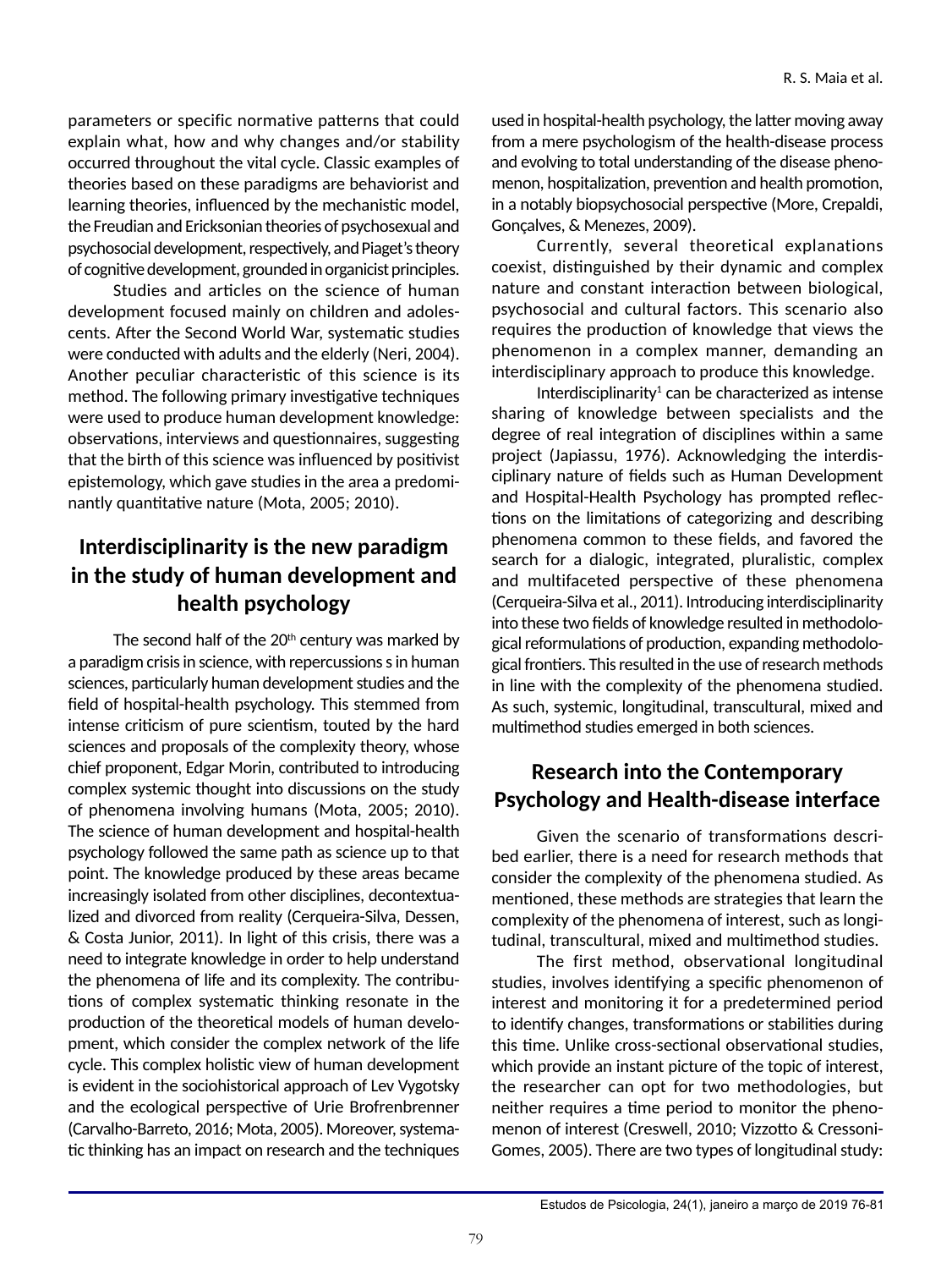parameters or specific normative patterns that could explain what, how and why changes and/or stability occurred throughout the vital cycle. Classic examples of theories based on these paradigms are behaviorist and learning theories, influenced by the mechanistic model, the Freudian and Ericksonian theories of psychosexual and psychosocial development, respectively, and Piaget's theory of cognitive development, grounded in organicist principles.

Studies and articles on the science of human development focused mainly on children and adolescents. After the Second World War, systematic studies were conducted with adults and the elderly (Neri, 2004). Another peculiar characteristic of this science is its method. The following primary investigative techniques were used to produce human development knowledge: observations, interviews and questionnaires, suggesting that the birth of this science was influenced by positivist epistemology, which gave studies in the area a predominantly quantitative nature (Mota, 2005; 2010).

## Interdisciplinarity is the new paradigm in the study of human development and health psychology

The second half of the 20th century was marked by a paradigm crisis in science, with repercussions s in human sciences, particularly human development studies and the field of hospital-health psychology. This stemmed from intense criticism of pure scientism, touted by the hard sciences and proposals of the complexity theory, whose chief proponent, Edgar Morin, contributed to introducing complex systemic thought into discussions on the study of phenomena involving humans (Mota, 2005; 2010). The science of human development and hospital-health psychology followed the same path as science up to that point. The knowledge produced by these areas became increasingly isolated from other disciplines, decontextualized and divorced from reality (Cerqueira-Silva, Dessen, & Costa Junior, 2011). In light of this crisis, there was a need to integrate knowledge in order to help understand the phenomena of life and its complexity. The contributions of complex systematic thinking resonate in the production of the theoretical models of human development, which consider the complex network of the life cycle. This complex holistic view of human development is evident in the sociohistorical approach of Lev Vygotsky and the ecological perspective of Urie Brofrenbrenner (Carvalho-Barreto, 2016; Mota, 2005). Moreover, systematic thinking has an impact on research and the techniques used in hospital-health psychology, the latter moving away from a mere psychologism of the health-disease process and evolving to total understanding of the disease phenomenon, hospitalization, prevention and health promotion, in a notably biopsychosocial perspective (More, Crepaldi, Gonçalves, & Menezes, 2009).

Currently, several theoretical explanations coexist, distinguished by their dynamic and complex nature and constant interaction between biological, psychosocial and cultural factors. This scenario also requires the production of knowledge that views the phenomenon in a complex manner, demanding an interdisciplinary approach to produce this knowledge.

Interdisciplinarity[1] can be characterized as intense sharing of knowledge between specialists and the degree of real integration of disciplines within a same project (Japiassu, 1976). Acknowledging the interdisciplinary nature of fields such as Human Development and Hospital-Health Psychology has prompted reflections on the limitations of categorizing and describing phenomena common to these fields, and favored the search for a dialogic, integrated, pluralistic, complex and multifaceted perspective of these phenomena (Cerqueira-Silva et al., 2011). Introducing interdisciplinarity into these two fields of knowledge resulted in methodological reformulations of production, expanding methodological frontiers. This resulted in the use of research methods in line with the complexity of the phenomena studied. As such, systemic, longitudinal, transcultural, mixed and multimethod studies emerged in both sciences.

## Research into the Contemporary Psychology and Health-disease interface

Given the scenario of transformations described earlier, there is a need for research methods that consider the complexity of the phenomena studied. As mentioned, these methods are strategies that learn the complexity of the phenomena of interest, such as longitudinal, transcultural, mixed and multimethod studies.

The first method, observational longitudinal studies, involves identifying a specific phenomenon of interest and monitoring it for a predetermined period to identify changes, transformations or stabilities during this time. Unlike cross-sectional observational studies, which provide an instant picture of the topic of interest, the researcher can opt for two methodologies, but neither requires a time period to monitor the phenomenon of interest (Creswell, 2010; Vizzotto & Cressoni-Gomes, 2005). There are two types of longitudinal study: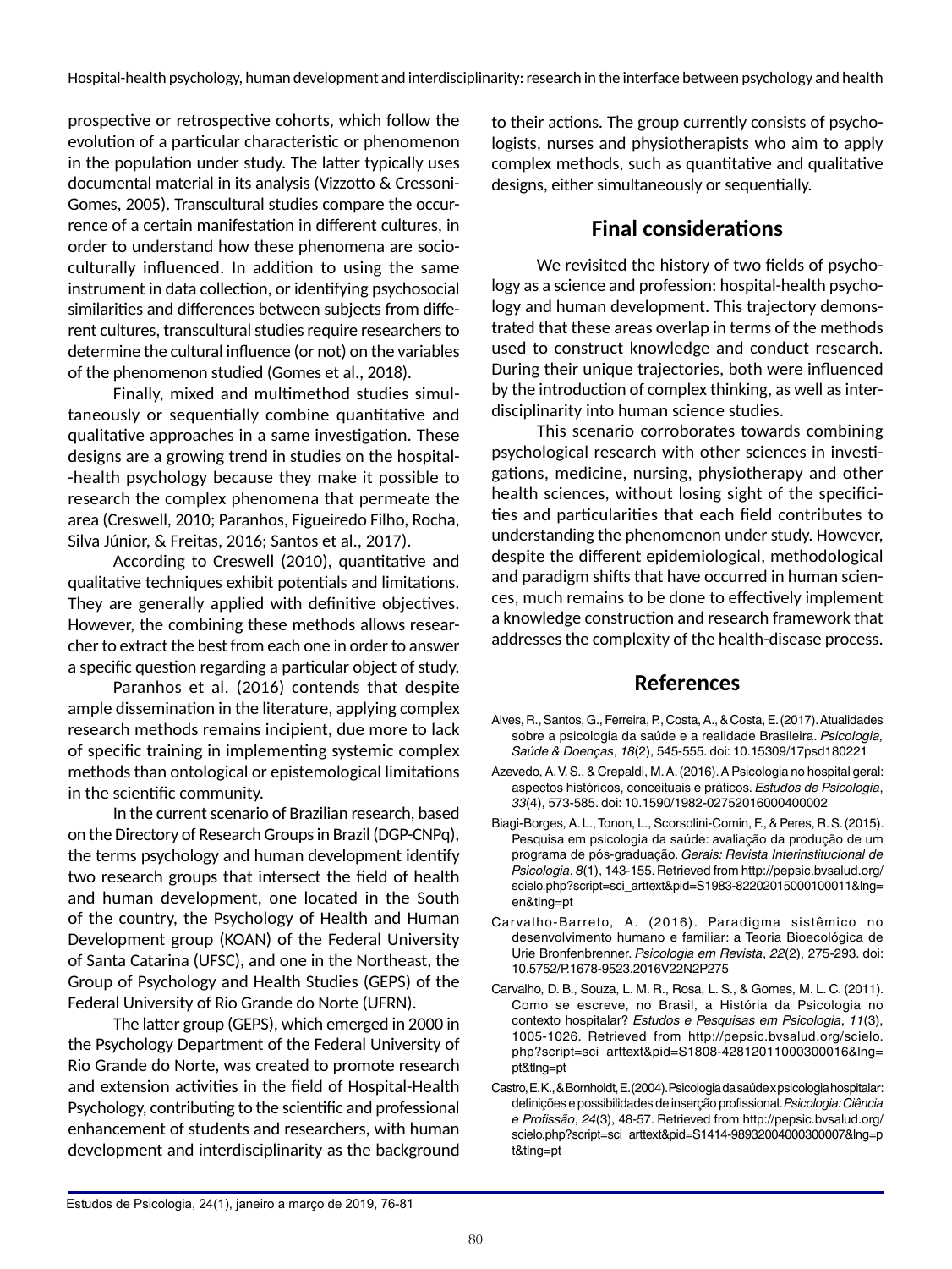prospective or retrospective cohorts, which follow the evolution of a particular characteristic or phenomenon in the population under study. The latter typically uses documental material in its analysis (Vizzotto & Cressoni-Gomes, 2005). Transcultural studies compare the occurrence of a certain manifestation in different cultures, in order to understand how these phenomena are socio-culturally influenced. In addition to using the same instrument in data collection, or identifying psychosocial similarities and differences between subjects from different cultures, transcultural studies require researchers to determine the cultural influence (or not) on the variables of the phenomenon studied (Gomes et al., 2018).

Finally, mixed and multimethod studies simultaneously or sequentially combine quantitative and qualitative approaches in a same investigation. These designs are a growing trend in studies on the hospital-health psychology because they make it possible to research the complex phenomena that permeate the area (Creswell, 2010; Paranhos, Figueiredo Filho, Rocha, Silva Júnior, & Freitas, 2016; Santos et al., 2017).

According to Creswell (2010), quantitative and qualitative techniques exhibit potentials and limitations. They are generally applied with definitive objectives. However, the combining these methods allows researcher to extract the best from each one in order to answer a specific question regarding a particular object of study.

Paranhos et al. (2016) contends that despite ample dissemination in the literature, applying complex research methods remains incipient, due more to lack of specific training in implementing systemic complex methods than ontological or epistemological limitations in the scientific community.

In the current scenario of Brazilian research, based on the Directory of Research Groups in Brazil (DGP-CNPq), the terms psychology and human development identify two research groups that intersect the field of health and human development, one located in the South of the country, the Psychology of Health and Human Development group (KOAN) of the Federal University of Santa Catarina (UFSC), and one in the Northeast, the Group of Psychology and Health Studies (GEPS) of the Federal University of Rio Grande do Norte (UFRN).

The latter group (GEPS), which emerged in 2000 in the Psychology Department of the Federal University of Rio Grande do Norte, was created to promote research and extension activities in the field of Hospital-Health Psychology, contributing to the scientific and professional enhancement of students and researchers, with human development and interdisciplinarity as the background to their actions. The group currently consists of psychologists, nurses and physiotherapists who aim to apply complex methods, such as quantitative and qualitative designs, either simultaneously or sequentially.

## Final considerations

We revisited the history of two fields of psychology as a science and profession: hospital-health psychology and human development. This trajectory demonstrated that these areas overlap in terms of the methods used to construct knowledge and conduct research. During their unique trajectories, both were influenced by the introduction of complex thinking, as well as interdisciplinarity into human science studies.

This scenario corroborates towards combining psychological research with other sciences in investigations, medicine, nursing, physiotherapy and other health sciences, without losing sight of the specificities and particularities that each field contributes to understanding the phenomenon under study. However, despite the different epidemiological, methodological and paradigm shifts that have occurred in human sciences, much remains to be done to effectively implement a knowledge construction and research framework that addresses the complexity of the health-disease process.

## References

Alves, R., Santos, G., Ferreira, P., Costa, A., & Costa, E. (2017). Atualidades sobre a psicologia da saúde e a realidade Brasileira. *Psicologia, Saúde & Doenças*, *18*(2), 545-555. doi: 10.15309/17psd180221

Azevedo, A. V. S., & Crepaldi, M. A. (2016). A Psicologia no hospital geral: aspectos históricos, conceituais e práticos. *Estudos de Psicologia*, *33*(4), 573-585. doi: 10.1590/1982-02752016000400002

Biagi-Borges, A. L., Tonon, L., Scorsolini-Comin, F., & Peres, R. S. (2015). Pesquisa em psicologia da saúde: avaliação da produção de um programa de pós-graduação. *Gerais: Revista Interinstitucional de Psicologia*, *8*(1), 143-155. Retrieved from http://pepsic.bvsalud.org/scielo.php?script=sci_arttext&pid=S1983-82202015000100011&lng=en&tlng=pt

Carvalho-Barreto, A. (2016). Paradigma sistêmico no desenvolvimento humano e familiar: a Teoria Bioecológica de Urie Bronfenbrenner. *Psicologia em Revista*, *22*(2), 275-293. doi: 10.5752/P.1678-9523.2016V22N2P275

Carvalho, D. B., Souza, L. M. R., Rosa, L. S., & Gomes, M. L. C. (2011). Como se escreve, no Brasil, a História da Psicologia no contexto hospitalar? *Estudos e Pesquisas em Psicologia*, *11*(3), 1005-1026. Retrieved from http://pepsic.bvsalud.org/scielo.php?script=sci_arttext&pid=S1808-42812011000300016&lng=pt&tlng=pt

Castro, E. K., & Bornholdt, E. (2004). Psicologia da saúde x psicologia hospitalar: definições e possibilidades de inserção profissional. *Psicologia: Ciência e Profissão*, *24*(3), 48-57. Retrieved from http://pepsic.bvsalud.org/scielo.php?script=sci_arttext&pid=S1414-98932004000300007&lng=pt&tlng=pt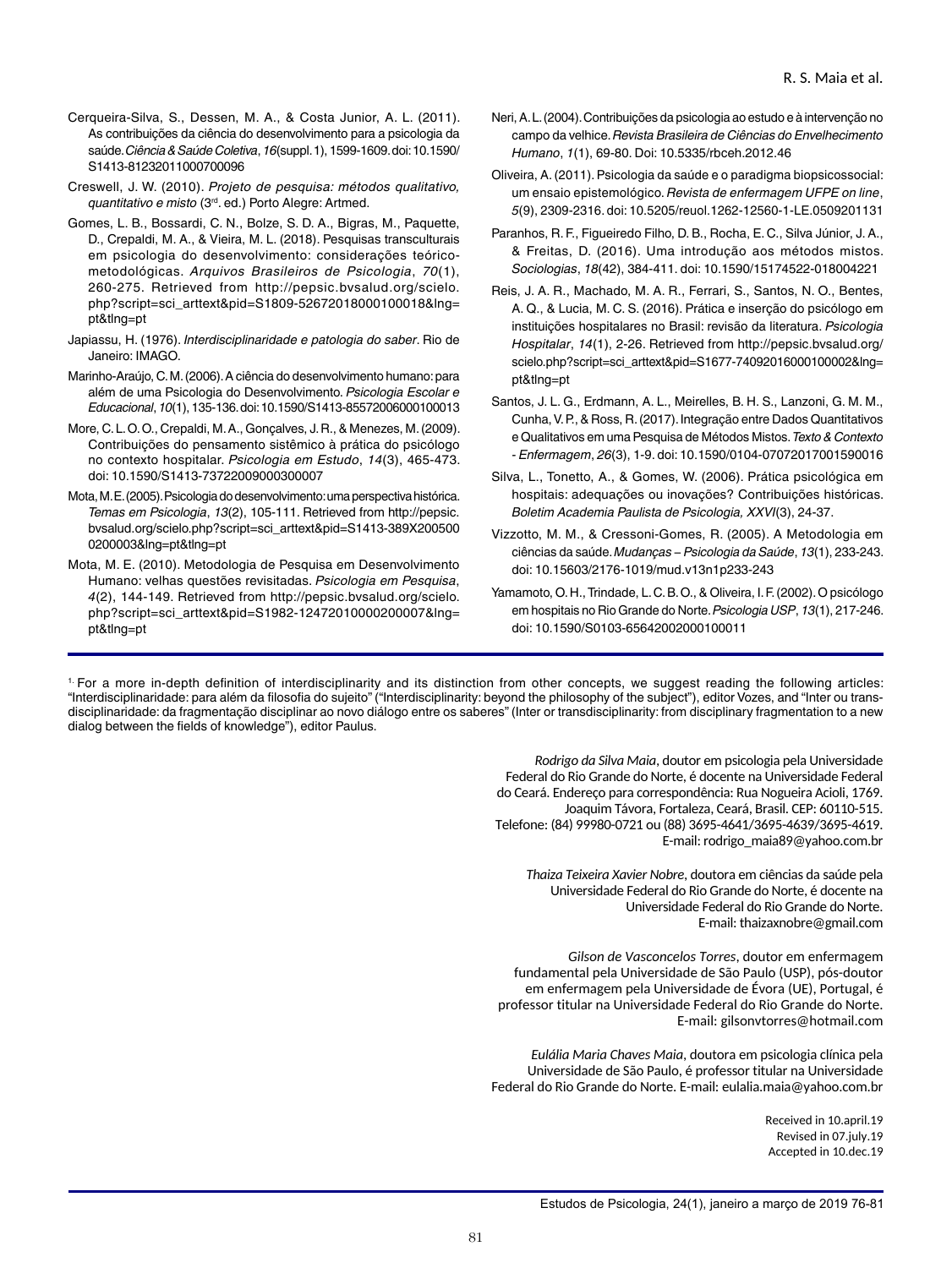Cerqueira-Silva, S., Dessen, M. A., & Costa Junior, A. L. (2011). As contribuições da ciência do desenvolvimento para a psicologia da saúde. *Ciência & Saúde Coletiva*, *16*(suppl. 1), 1599-1609. doi: 10.1590/S1413-81232011000700096

Creswell, J. W. (2010). *Projeto de pesquisa: métodos qualitativo, quantitativo e misto* (3rd. ed.) Porto Alegre: Artmed.

Gomes, L. B., Bossardi, C. N., Bolze, S. D. A., Bigras, M., Paquette, D., Crepaldi, M. A., & Vieira, M. L. (2018). Pesquisas transculturais em psicologia do desenvolvimento: considerações teórico-metodológicas. *Arquivos Brasileiros de Psicologia*, *70*(1), 260-275. Retrieved from http://pepsic.bvsalud.org/scielo.php?script=sci_arttext&pid=S1809-52672018000100018&lng=pt&tlng=pt

Japiassu, H. (1976). *Interdisciplinaridade e patologia do saber*. Rio de Janeiro: IMAGO.

Marinho-Araújo, C. M. (2006). A ciência do desenvolvimento humano: para além de uma Psicologia do Desenvolvimento. *Psicologia Escolar e Educacional*, *10*(1), 135-136. doi: 10.1590/S1413-85572006000100013

More, C. L. O. O., Crepaldi, M. A., Gonçalves, J. R., & Menezes, M. (2009). Contribuições do pensamento sistêmico à prática do psicólogo no contexto hospitalar. *Psicologia em Estudo*, *14*(3), 465-473. doi: 10.1590/S1413-73722009000300007

Mota, M. E. (2005). Psicologia do desenvolvimento: uma perspectiva histórica. *Temas em Psicologia*, *13*(2), 105-111. Retrieved from http://pepsic.bvsalud.org/scielo.php?script=sci_arttext&pid=S1413-389X2005000200003&lng=pt&tlng=pt

Mota, M. E. (2010). Metodologia de Pesquisa em Desenvolvimento Humano: velhas questões revisitadas. *Psicologia em Pesquisa*, *4*(2), 144-149. Retrieved from http://pepsic.bvsalud.org/scielo.php?script=sci_arttext&pid=S1982-12472010000200007&lng=pt&tlng=pt

Neri, A. L. (2004). Contribuições da psicologia ao estudo e à intervenção no campo da velhice. *Revista Brasileira de Ciências do Envelhecimento Humano*, *1*(1), 69-80. Doi: 10.5335/rbceh.2012.46

Oliveira, A. (2011). Psicologia da saúde e o paradigma biopsicossocial: um ensaio epistemológico. *Revista de enfermagem UFPE on line*, *5*(9), 2309-2316. doi: 10.5205/reuol.1262-12560-1-LE.0509201131

Paranhos, R. F., Figueiredo Filho, D. B., Rocha, E. C., Silva Júnior, J. A., & Freitas, D. (2016). Uma introdução aos métodos mistos. *Sociologias*, *18*(42), 384-411. doi: 10.1590/15174522-018004221

Reis, J. A. R., Machado, M. A. R., Ferrari, S., Santos, N. O., Bentes, A. Q., & Lucia, M. C. S. (2016). Prática e inserção do psicólogo em instituições hospitalares no Brasil: revisão da literatura. *Psicologia Hospitalar*, *14*(1), 2-26. Retrieved from http://pepsic.bvsalud.org/scielo.php?script=sci_arttext&pid=S1677-74092016000100002&lng=pt&tlng=pt

Santos, J. L. G., Erdmann, A. L., Meirelles, B. H. S., Lanzoni, G. M. M., Cunha, V. P., & Ross, R. (2017). Integração entre Dados Quantitativos e Qualitativos em uma Pesquisa de Métodos Mistos. *Texto & Contexto - Enfermagem*, *26*(3), 1-9. doi: 10.1590/0104-07072017001590016

Silva, L., Tonetto, A., & Gomes, W. (2006). Prática psicológica em hospitais: adequações ou inovações? Contribuições históricas. *Boletim Academia Paulista de Psicologia, XXVI*(3), 24-37.

Vizzotto, M. M., & Cressoni-Gomes, R. (2005). A Metodologia em ciências da saúde. *Mudanças – Psicologia da Saúde*, *13*(1), 233-243. doi: 10.15603/2176-1019/mud.v13n1p233-243

Yamamoto, O. H., Trindade, L. C. B. O., & Oliveira, I. F. (2002). O psicólogo em hospitais no Rio Grande do Norte. *Psicologia USP*, *13*(1), 217-246. doi: 10.1590/S0103-65642002000100011

---

[1] For a more in-depth definition of interdisciplinarity and its distinction from other concepts, we suggest reading the following articles: "Interdisciplinaridade: para além da filosofia do sujeito" ("Interdisciplinarity: beyond the philosophy of the subject"), editor Vozes, and "Inter ou transdisciplinaridade: da fragmentação disciplinar ao novo diálogo entre os saberes" (Inter or transdisciplinarity: from disciplinary fragmentation to a new dialog between the fields of knowledge"), editor Paulus.

*Rodrigo da Silva Maia*, doutor em psicologia pela Universidade Federal do Rio Grande do Norte, é docente na Universidade Federal do Ceará. Endereço para correspondência: Rua Nogueira Acioli, 1769. Joaquim Távora, Fortaleza, Ceará, Brasil. CEP: 60110-515. Telefone: (84) 99980-0721 ou (88) 3695-4641/3695-4639/3695-4619. E-mail: rodrigo_maia89@yahoo.com.br

*Thaiza Teixeira Xavier Nobre*, doutora em ciências da saúde pela Universidade Federal do Rio Grande do Norte, é docente na Universidade Federal do Rio Grande do Norte. E-mail: thaizaxnobre@gmail.com

*Gilson de Vasconcelos Torres*, doutor em enfermagem fundamental pela Universidade de São Paulo (USP), pós-doutor em enfermagem pela Universidade de Évora (UE), Portugal, é professor titular na Universidade Federal do Rio Grande do Norte. E-mail: gilsonvtorres@hotmail.com

*Eulália Maria Chaves Maia*, doutora em psicologia clínica pela Universidade de São Paulo, é professor titular na Universidade Federal do Rio Grande do Norte. E-mail: eulalia.maia@yahoo.com.br

Received in 10.april.19
Revised in 07.july.19
Accepted in 10.dec.19